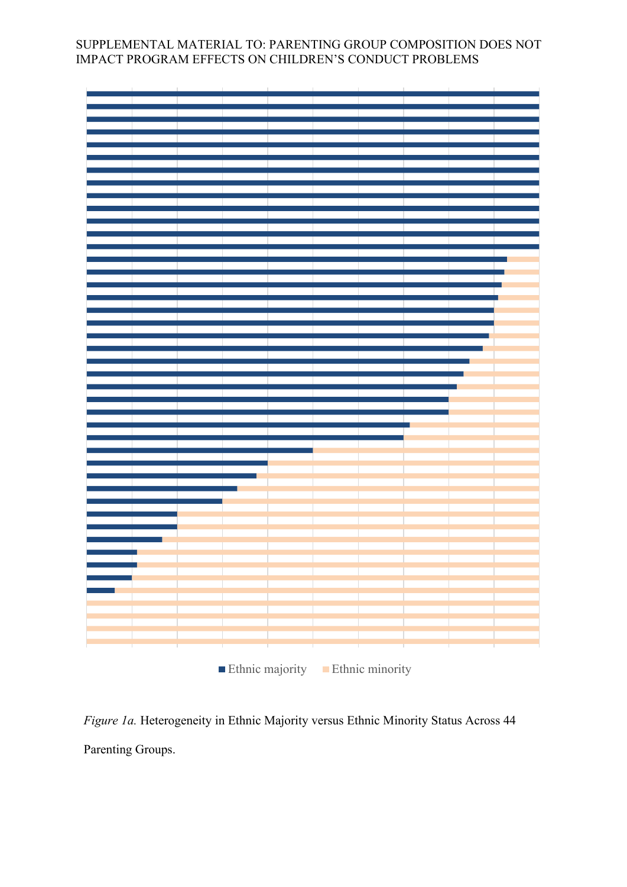SUPPLEMENTAL MATERIAL TO: PARENTING GROUP COMPOSITION DOES NOT IMPACT PROGRAM EFFECTS ON CHILDREN'S CONDUCT PROBLEMS

■ Ethnic majority ■ Ethnic minority

*Figure 1a.* Heterogeneity in Ethnic Majority versus Ethnic Minority Status Across 44 Parenting Groups.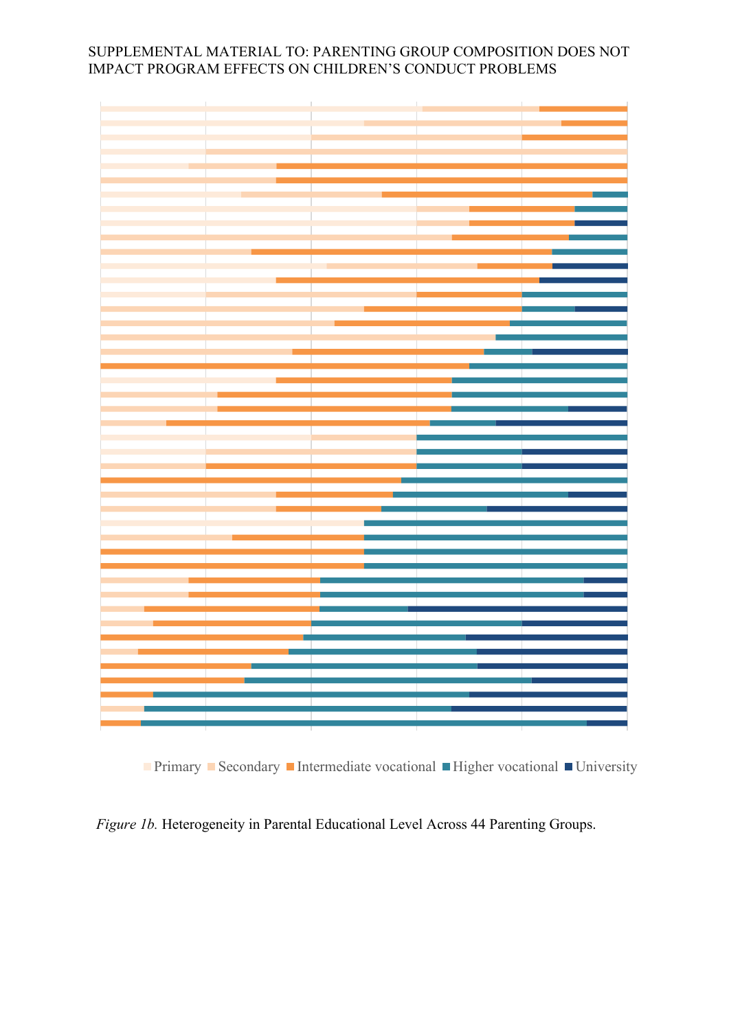Primary Secondary Intermediate vocational Higher vocational University

*Figure 1b.* Heterogeneity in Parental Educational Level Across 44 Parenting Groups.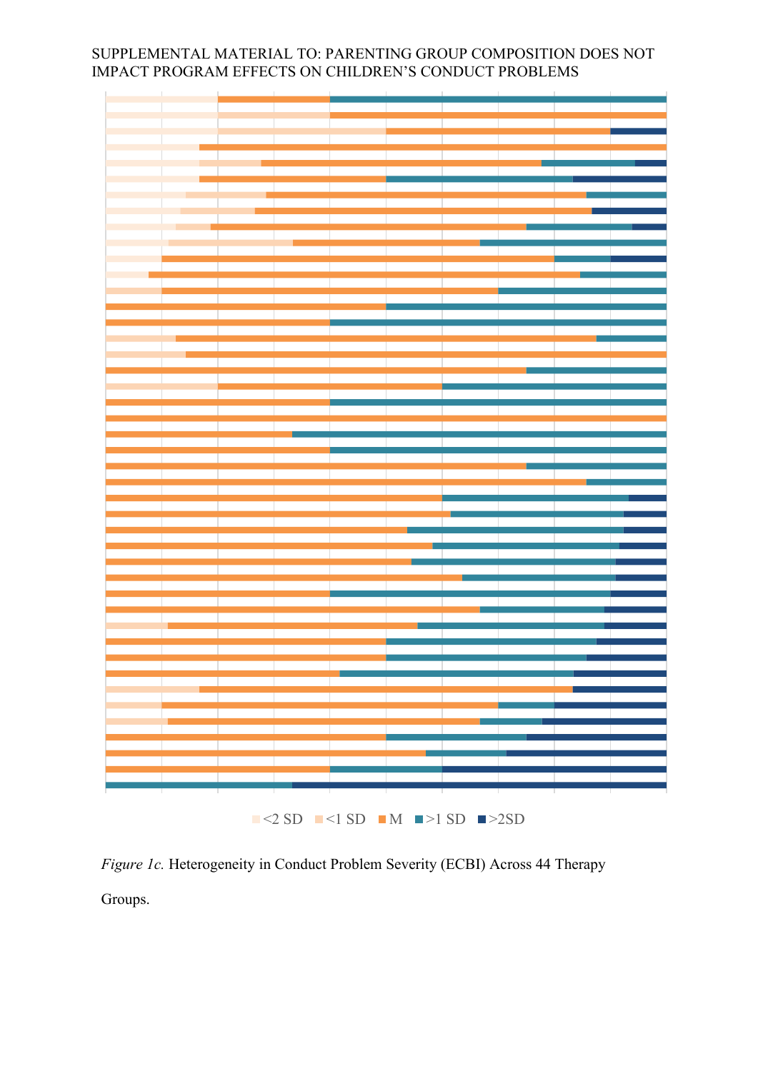SUPPLEMENTAL MATERIAL TO: PARENTING GROUP COMPOSITION DOES NOT IMPACT PROGRAM EFFECTS ON CHILDREN'S CONDUCT PROBLEMS

<2 SD <1 SD M >1 SD >2SD

*Figure 1c.* Heterogeneity in Conduct Problem Severity (ECBI) Across 44 Therapy Groups.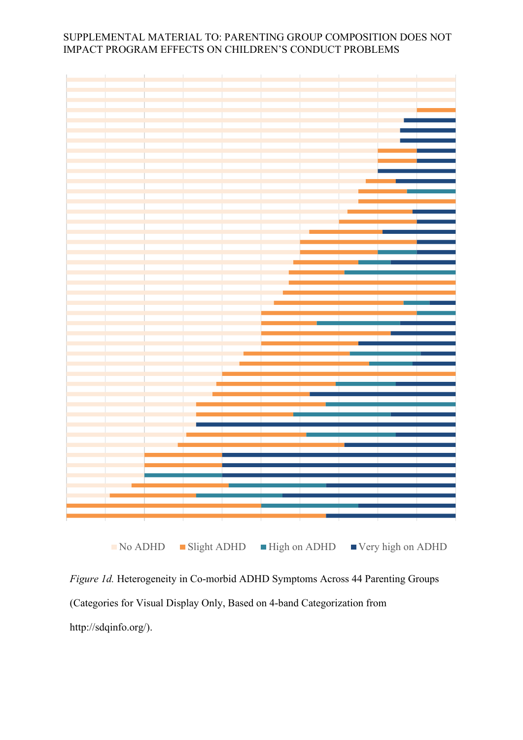Figure 1d. Heterogeneity in Co-morbid ADHD Symptoms Across 44 Parenting Groups (Categories for Visual Display Only, Based on 4-band Categorization from http://sdqinfo.org/).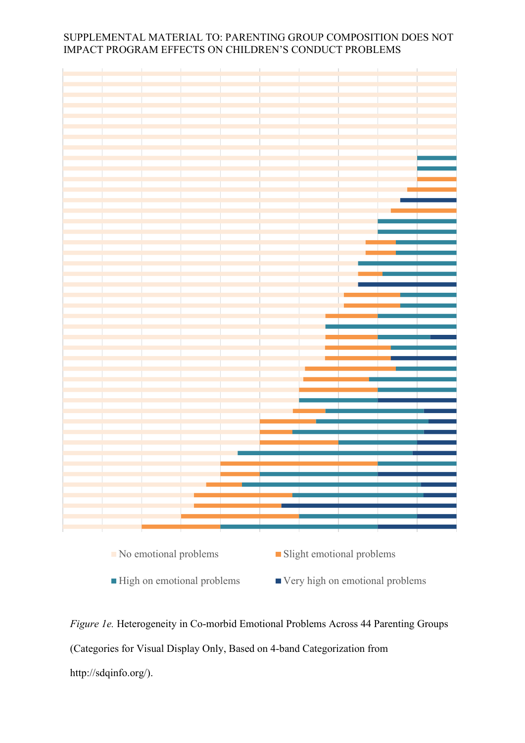SUPPLEMENTAL MATERIAL TO: PARENTING GROUP COMPOSITION DOES NOT IMPACT PROGRAM EFFECTS ON CHILDREN'S CONDUCT PROBLEMS

No emotional problems

Slight emotional problems

High on emotional problems

Very high on emotional problems

*Figure 1e.* Heterogeneity in Co-morbid Emotional Problems Across 44 Parenting Groups (Categories for Visual Display Only, Based on 4-band Categorization from http://sdqinfo.org/).